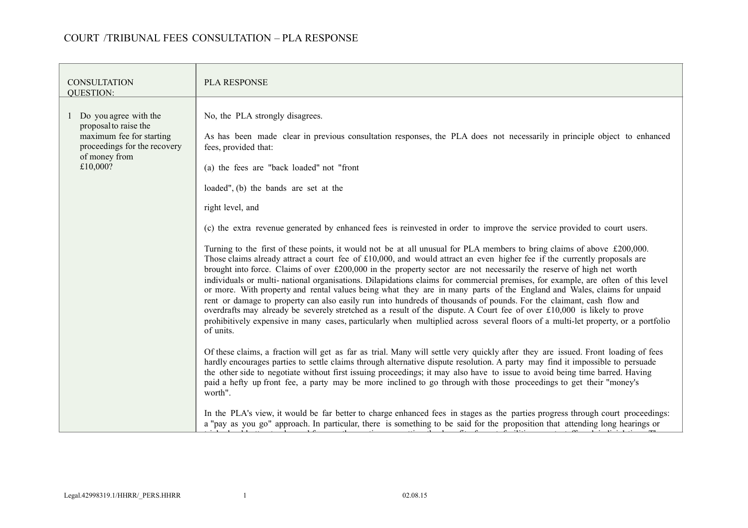# COURT /TRIBUNAL FEES CONSULTATION – PLA RESPONSE

| CONSULTATION QUESTION: | PLA RESPONSE |
|---|---|
| 1 Do you agree with the proposal to raise the maximum fee for starting proceedings for the recovery of money from £10,000? | No, the PLA strongly disagrees.<br><br>As has been made clear in previous consultation responses, the PLA does not necessarily in principle object to enhanced fees, provided that:<br><br>(a) the fees are "back loaded" not "front loaded", (b) the bands are set at the right level, and<br><br>(c) the extra revenue generated by enhanced fees is reinvested in order to improve the service provided to court users.<br><br>Turning to the first of these points, it would not be at all unusual for PLA members to bring claims of above £200,000. Those claims already attract a court fee of £10,000, and would attract an even higher fee if the currently proposals are brought into force. Claims of over £200,000 in the property sector are not necessarily the reserve of high net worth individuals or multi- national organisations. Dilapidations claims for commercial premises, for example, are often of this level or more. With property and rental values being what they are in many parts of the England and Wales, claims for unpaid rent or damage to property can also easily run into hundreds of thousands of pounds. For the claimant, cash flow and overdrafts may already be severely stretched as a result of the dispute. A Court fee of over £10,000 is likely to prove prohibitively expensive in many cases, particularly when multiplied across several floors of a multi-let property, or a portfolio of units.<br><br>Of these claims, a fraction will get as far as trial. Many will settle very quickly after they are issued. Front loading of fees hardly encourages parties to settle claims through alternative dispute resolution. A party may find it impossible to persuade the other side to negotiate without first issuing proceedings; it may also have to issue to avoid being time barred. Having paid a hefty up front fee, a party may be more inclined to go through with those proceedings to get their "money's worth".<br><br>In the PLA's view, it would be far better to charge enhanced fees in stages as the parties progress through court proceedings: a "pay as you go" approach. In particular, there is something to be said for the proposition that attending long hearings or |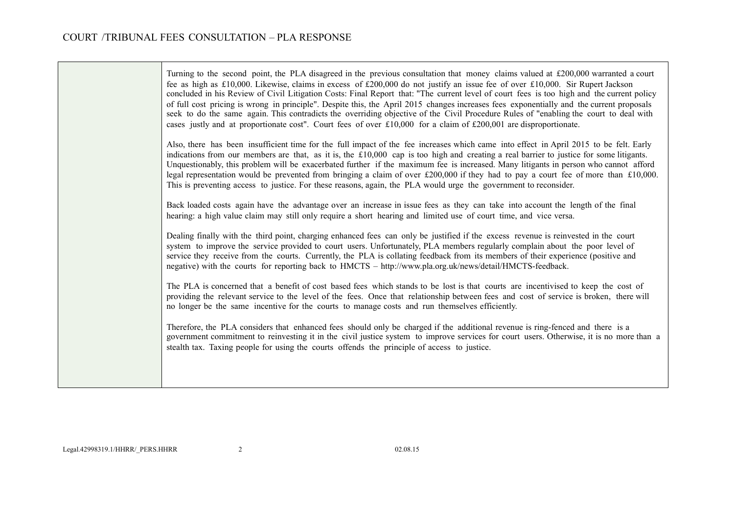| | |
|---|---|
| | Turning to the second point, the PLA disagreed in the previous consultation that money claims valued at £200,000 warranted a court fee as high as £10,000. Likewise, claims in excess of £200,000 do not justify an issue fee of over £10,000. Sir Rupert Jackson concluded in his Review of Civil Litigation Costs: Final Report that: "The current level of court fees is too high and the current policy of full cost pricing is wrong in principle". Despite this, the April 2015 changes increases fees exponentially and the current proposals seek to do the same again. This contradicts the overriding objective of the Civil Procedure Rules of "enabling the court to deal with cases justly and at proportionate cost". Court fees of over £10,000 for a claim of £200,001 are disproportionate.<br><br>Also, there has been insufficient time for the full impact of the fee increases which came into effect in April 2015 to be felt. Early indications from our members are that, as it is, the £10,000 cap is too high and creating a real barrier to justice for some litigants. Unquestionably, this problem will be exacerbated further if the maximum fee is increased. Many litigants in person who cannot afford legal representation would be prevented from bringing a claim of over £200,000 if they had to pay a court fee of more than £10,000. This is preventing access to justice. For these reasons, again, the PLA would urge the government to reconsider.<br><br>Back loaded costs again have the advantage over an increase in issue fees as they can take into account the length of the final hearing: a high value claim may still only require a short hearing and limited use of court time, and vice versa.<br><br>Dealing finally with the third point, charging enhanced fees can only be justified if the excess revenue is reinvested in the court system to improve the service provided to court users. Unfortunately, PLA members regularly complain about the poor level of service they receive from the courts. Currently, the PLA is collating feedback from its members of their experience (positive and negative) with the courts for reporting back to HMCTS – http://www.pla.org.uk/news/detail/HMCTS-feedback.<br><br>The PLA is concerned that a benefit of cost based fees which stands to be lost is that courts are incentivised to keep the cost of providing the relevant service to the level of the fees. Once that relationship between fees and cost of service is broken, there will no longer be the same incentive for the courts to manage costs and run themselves efficiently.<br><br>Therefore, the PLA considers that enhanced fees should only be charged if the additional revenue is ring-fenced and there is a government commitment to reinvesting it in the civil justice system to improve services for court users. Otherwise, it is no more than a stealth tax. Taxing people for using the courts offends the principle of access to justice. |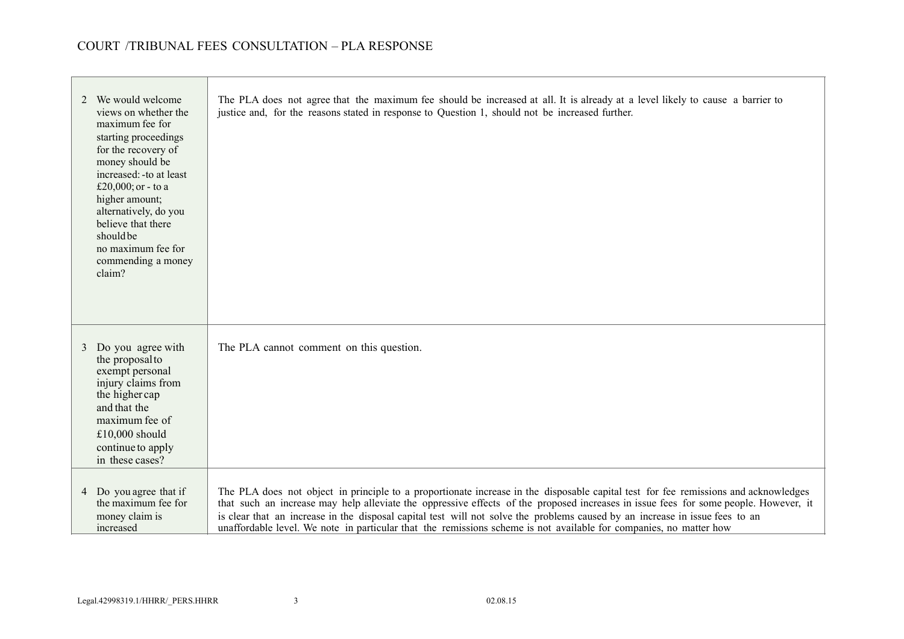| | |
|---|---|
| 2 We would welcome views on whether the maximum fee for starting proceedings for the recovery of money should be increased: -to at least £20,000; or - to a higher amount; alternatively, do you believe that there should be no maximum fee for commending a money claim? | The PLA does not agree that the maximum fee should be increased at all. It is already at a level likely to cause a barrier to justice and, for the reasons stated in response to Question 1, should not be increased further. |
| 3 Do you agree with the proposal to exempt personal injury claims from the higher cap and that the maximum fee of £10,000 should continue to apply in these cases? | The PLA cannot comment on this question. |
| 4 Do you agree that if the maximum fee for money claim is increased | The PLA does not object in principle to a proportionate increase in the disposable capital test for fee remissions and acknowledges that such an increase may help alleviate the oppressive effects of the proposed increases in issue fees for some people. However, it is clear that an increase in the disposal capital test will not solve the problems caused by an increase in issue fees to an unaffordable level. We note in particular that the remissions scheme is not available for companies, no matter how |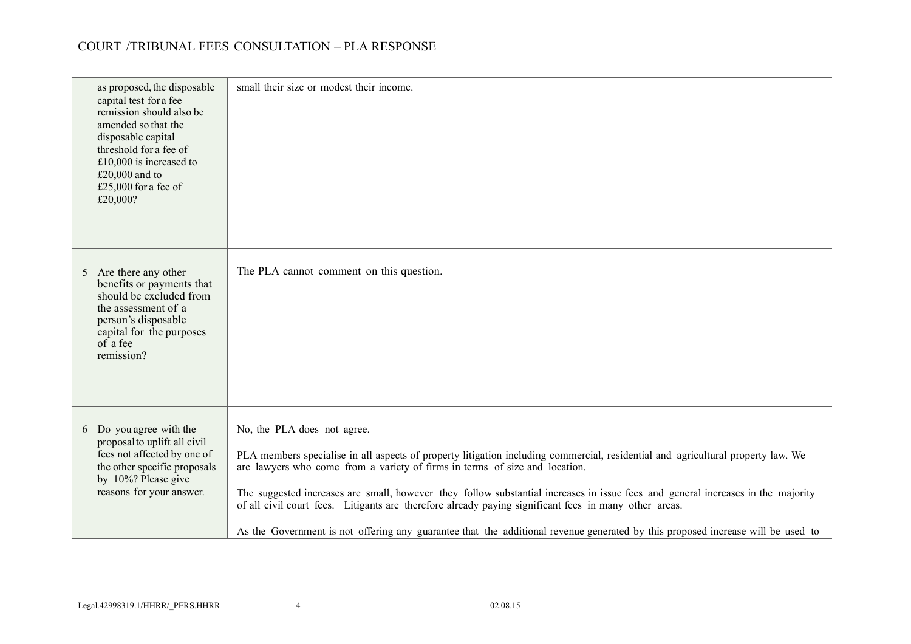| | |
|---|---|
| as proposed, the disposable capital test for a fee remission should also be amended so that the disposable capital threshold for a fee of £10,000 is increased to £20,000 and to £25,000 for a fee of £20,000? | small their size or modest their income. |
| 5 Are there any other benefits or payments that should be excluded from the assessment of a person's disposable capital for the purposes of a fee remission? | The PLA cannot comment on this question. |
| 6 Do you agree with the proposal to uplift all civil fees not affected by one of the other specific proposals by 10%? Please give reasons for your answer. | No, the PLA does not agree.<br><br>PLA members specialise in all aspects of property litigation including commercial, residential and agricultural property law. We are lawyers who come from a variety of firms in terms of size and location.<br><br>The suggested increases are small, however they follow substantial increases in issue fees and general increases in the majority of all civil court fees. Litigants are therefore already paying significant fees in many other areas.<br><br>As the Government is not offering any guarantee that the additional revenue generated by this proposed increase will be used to |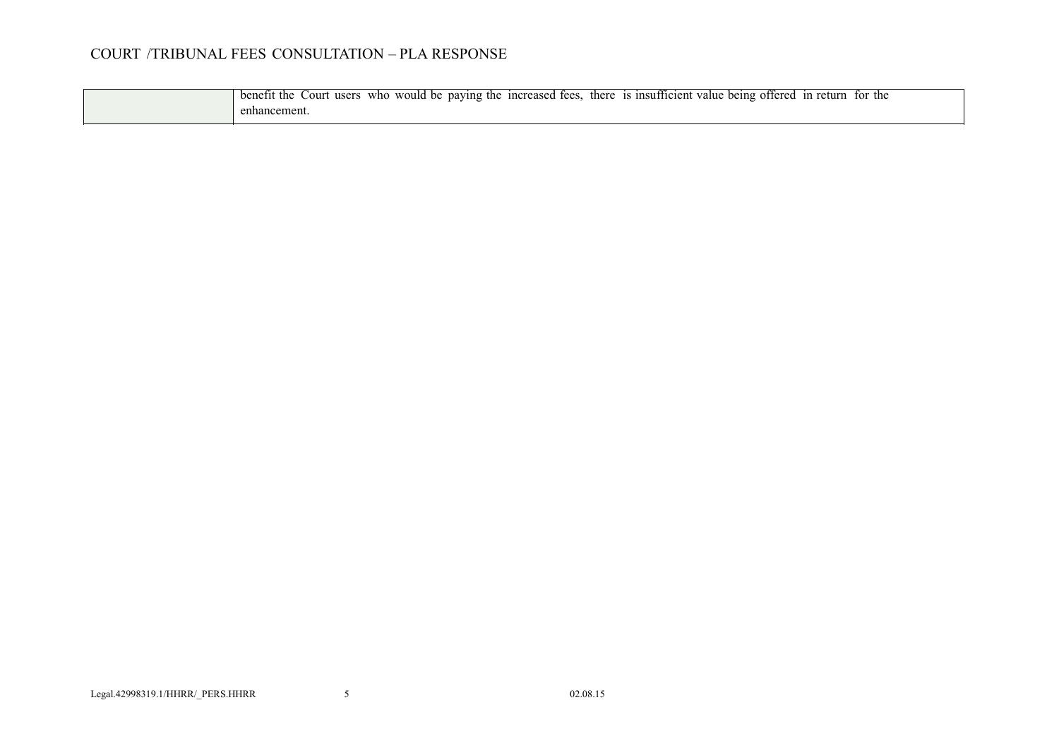| | |
|---|---|
| | benefit the Court users who would be paying the increased fees, there is insufficient value being offered in return for the enhancement. |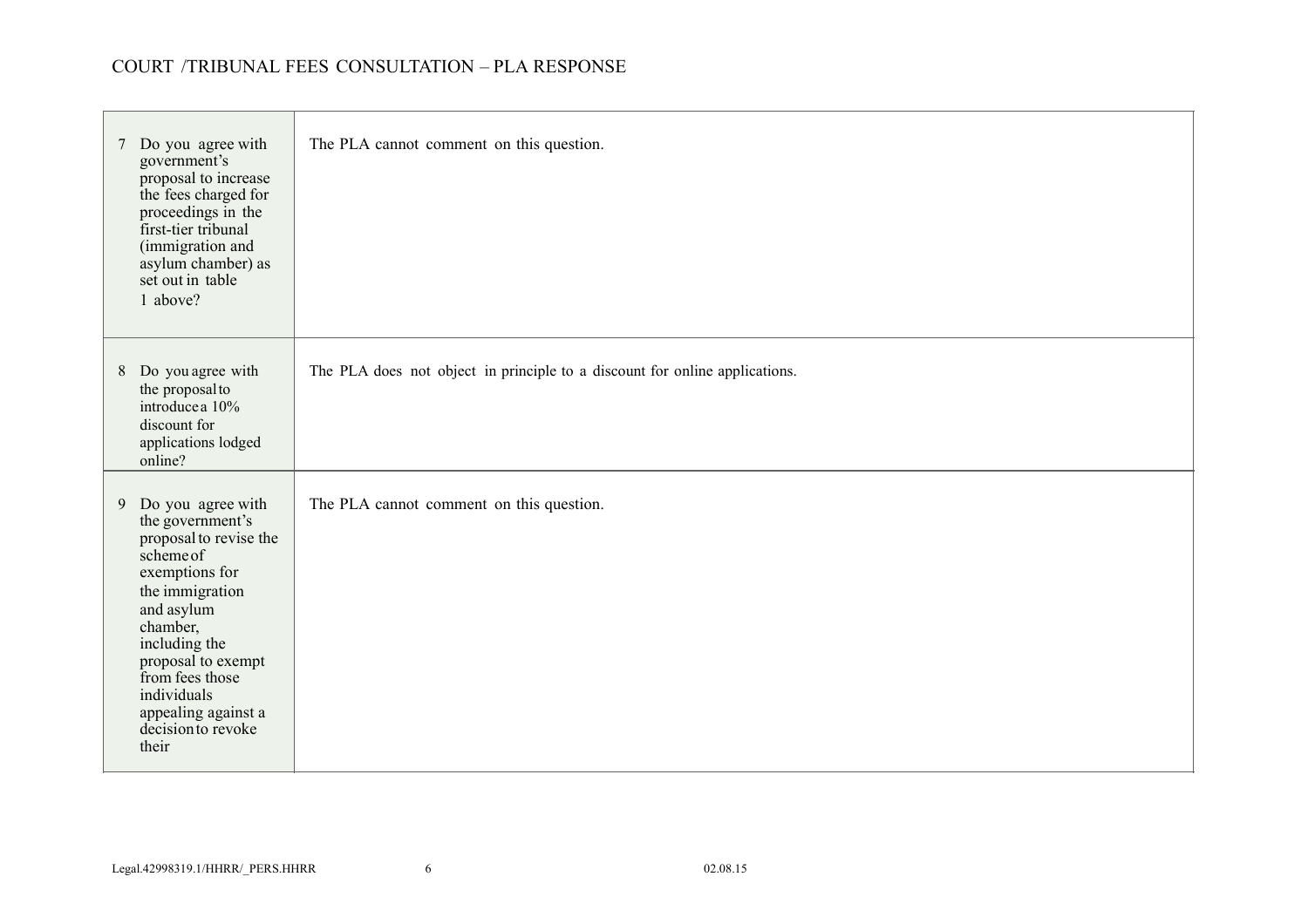| | |
|---|---|
| 7 Do you agree with government's proposal to increase the fees charged for proceedings in the first-tier tribunal (immigration and asylum chamber) as set out in table 1 above? | The PLA cannot comment on this question. |
| 8 Do you agree with the proposal to introduce a 10% discount for applications lodged online? | The PLA does not object in principle to a discount for online applications. |
| 9 Do you agree with the government's proposal to revise the scheme of exemptions for the immigration and asylum chamber, including the proposal to exempt from fees those individuals appealing against a decision to revoke their | The PLA cannot comment on this question. |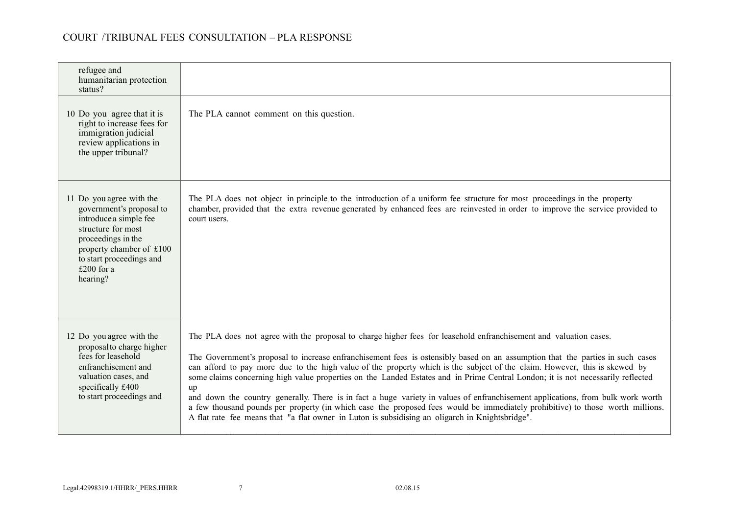| | |
|---|---|
| refugee and humanitarian protection status? | |
| 10 Do you agree that it is right to increase fees for immigration judicial review applications in the upper tribunal? | The PLA cannot comment on this question. |
| 11 Do you agree with the government's proposal to introduce a simple fee structure for most proceedings in the property chamber of £100 to start proceedings and £200 for a hearing? | The PLA does not object in principle to the introduction of a uniform fee structure for most proceedings in the property chamber, provided that the extra revenue generated by enhanced fees are reinvested in order to improve the service provided to court users. |
| 12 Do you agree with the proposal to charge higher fees for leasehold enfranchisement and valuation cases, and specifically £400 to start proceedings and | The PLA does not agree with the proposal to charge higher fees for leasehold enfranchisement and valuation cases.<br><br>The Government's proposal to increase enfranchisement fees is ostensibly based on an assumption that the parties in such cases can afford to pay more due to the high value of the property which is the subject of the claim. However, this is skewed by some claims concerning high value properties on the Landed Estates and in Prime Central London; it is not necessarily reflected up and down the country generally. There is in fact a huge variety in values of enfranchisement applications, from bulk work worth a few thousand pounds per property (in which case the proposed fees would be immediately prohibitive) to those worth millions. A flat rate fee means that "a flat owner in Luton is subsidising an oligarch in Knightsbridge". |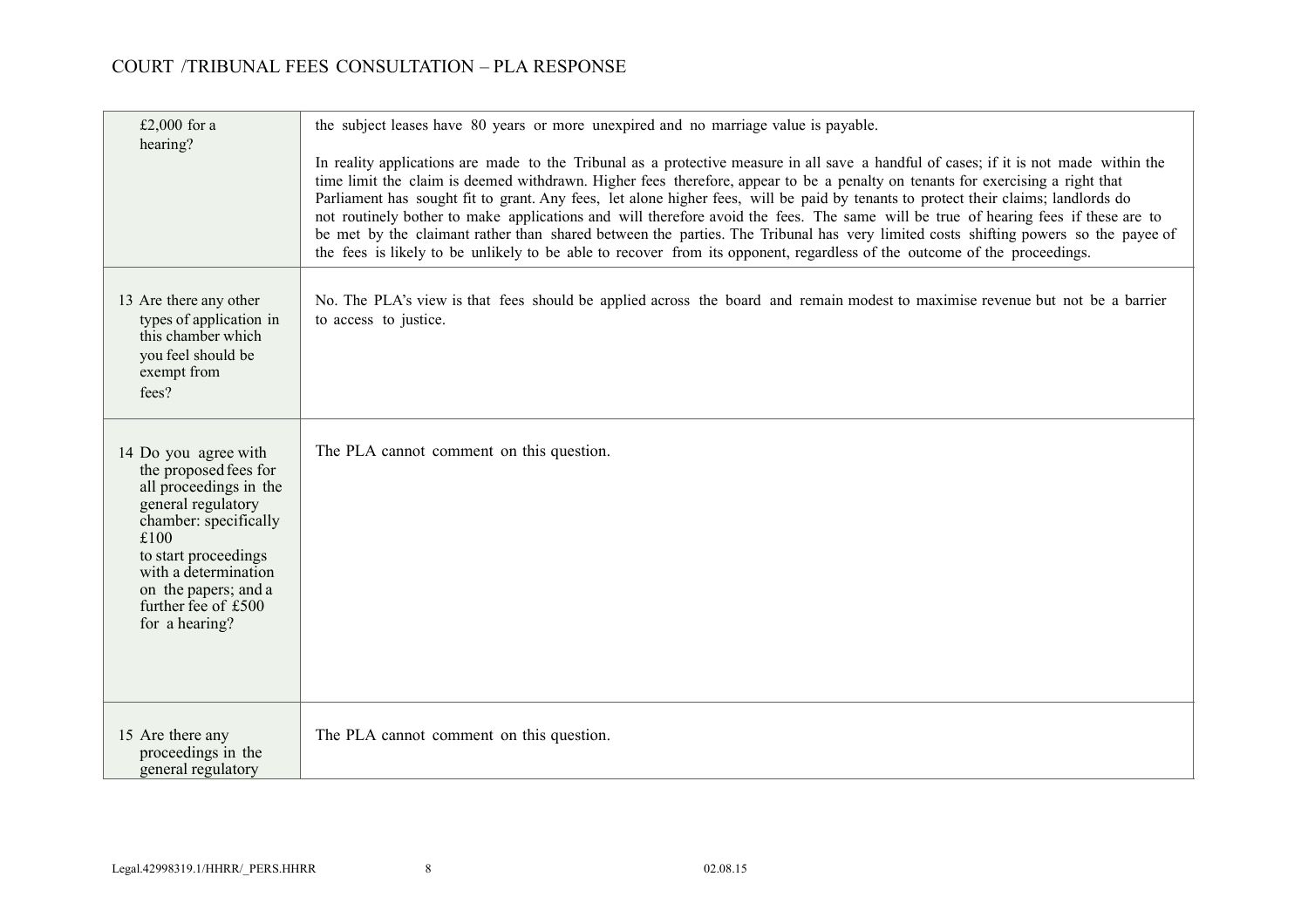| | |
|---|---|
| £2,000 for a hearing? | the subject leases have 80 years or more unexpired and no marriage value is payable.<br><br>In reality applications are made to the Tribunal as a protective measure in all save a handful of cases; if it is not made within the time limit the claim is deemed withdrawn. Higher fees therefore, appear to be a penalty on tenants for exercising a right that Parliament has sought fit to grant. Any fees, let alone higher fees, will be paid by tenants to protect their claims; landlords do not routinely bother to make applications and will therefore avoid the fees. The same will be true of hearing fees if these are to be met by the claimant rather than shared between the parties. The Tribunal has very limited costs shifting powers so the payee of the fees is likely to be unlikely to be able to recover from its opponent, regardless of the outcome of the proceedings. |
| 13 Are there any other types of application in this chamber which you feel should be exempt from fees? | No. The PLA's view is that fees should be applied across the board and remain modest to maximise revenue but not be a barrier to access to justice. |
| 14 Do you agree with the proposed fees for all proceedings in the general regulatory chamber: specifically £100 to start proceedings with a determination on the papers; and a further fee of £500 for a hearing? | The PLA cannot comment on this question. |
| 15 Are there any proceedings in the general regulatory | The PLA cannot comment on this question. |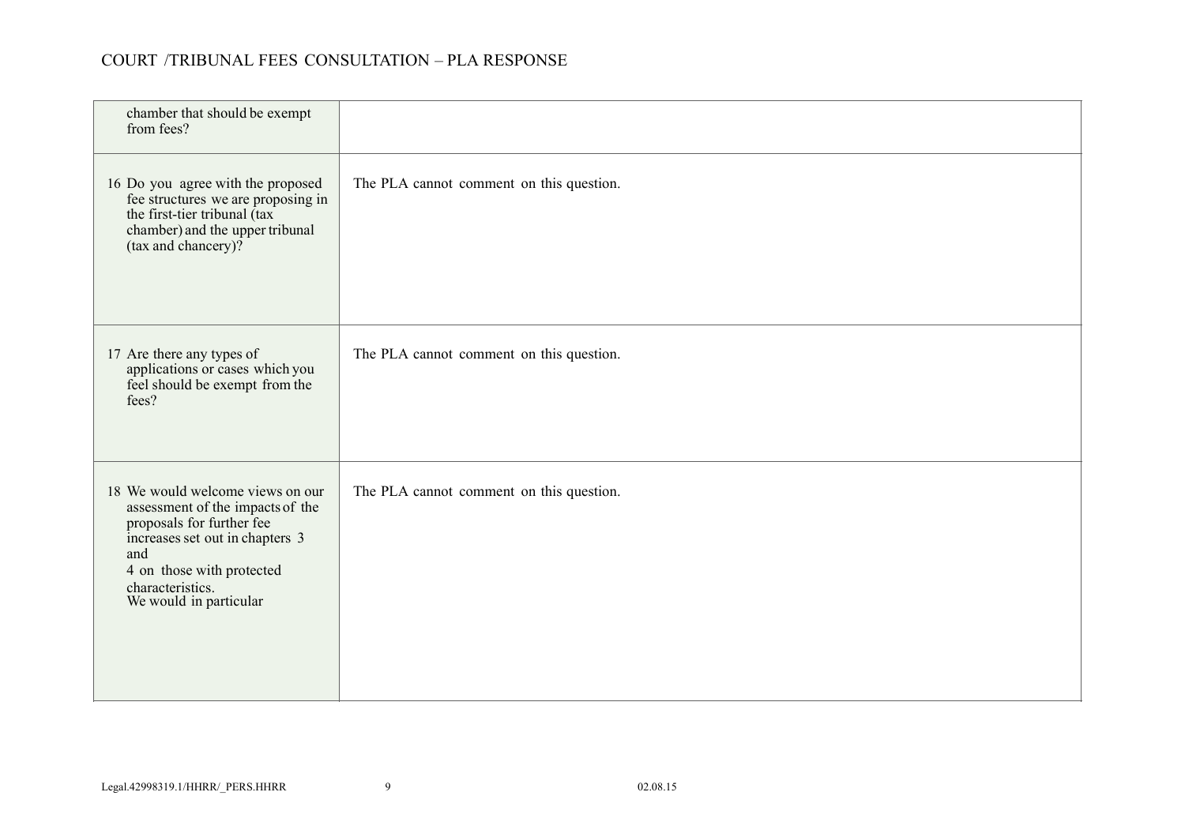| | |
|---|---|
| chamber that should be exempt from fees? | |
| 16 Do you agree with the proposed fee structures we are proposing in the first-tier tribunal (tax chamber) and the upper tribunal (tax and chancery)? | The PLA cannot comment on this question. |
| 17 Are there any types of applications or cases which you feel should be exempt from the fees? | The PLA cannot comment on this question. |
| 18 We would welcome views on our assessment of the impacts of the proposals for further fee increases set out in chapters 3 and 4 on those with protected characteristics. We would in particular | The PLA cannot comment on this question. |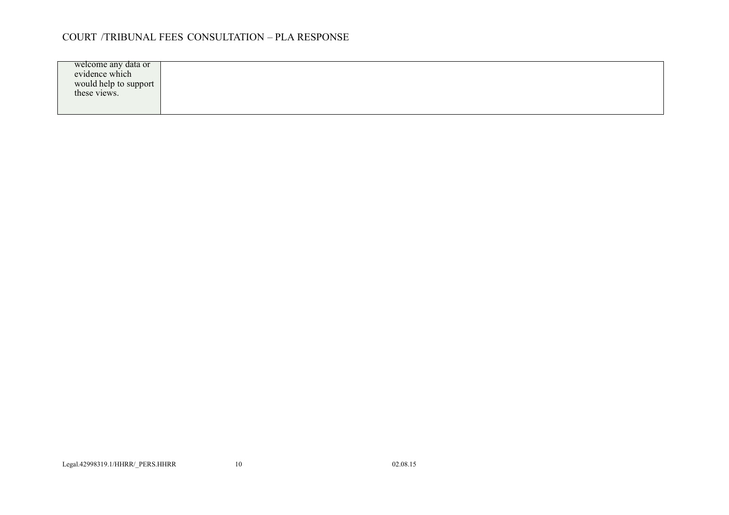| | |
|---|---|
| welcome any data or evidence which would help to support these views. | |